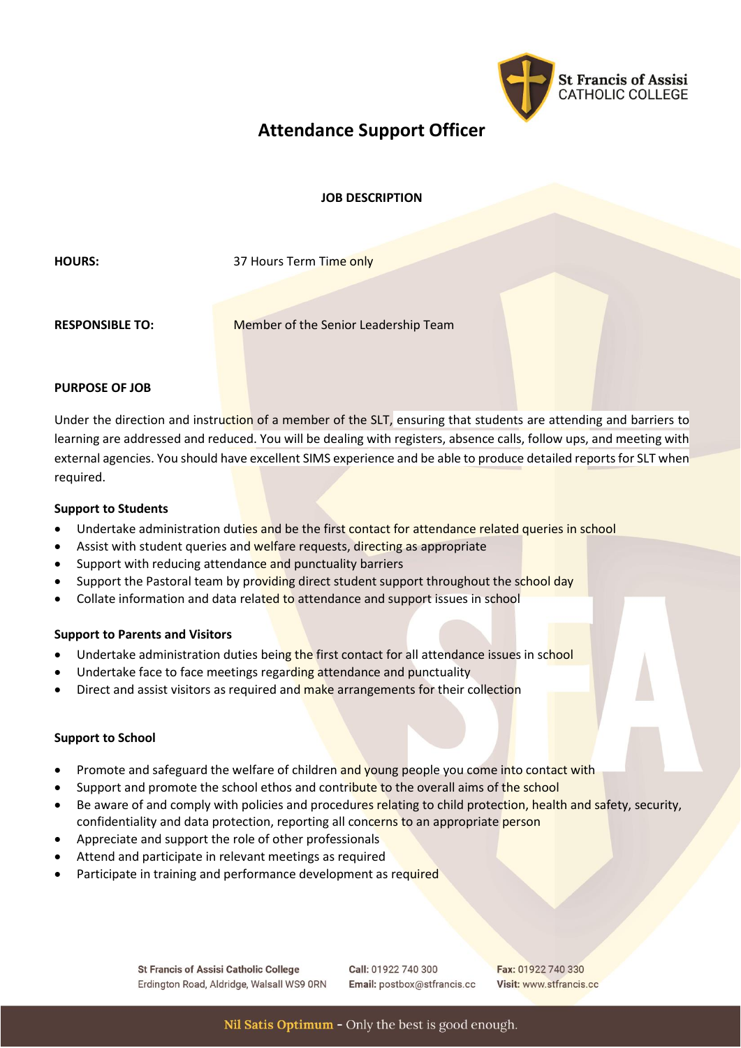St Francis of Assisi CATHOLIC COLLEGE

# Attendance Support Officer

**JOB DESCRIPTION**

**HOURS:** 37 Hours Term Time only

**RESPONSIBLE TO:** Member of the Senior Leadership Team

**PURPOSE OF JOB**

Under the direction and instruction of a member of the SLT, ensuring that students are attending and barriers to learning are addressed and reduced. You will be dealing with registers, absence calls, follow ups, and meeting with external agencies. You should have excellent SIMS experience and be able to produce detailed reports for SLT when required.

**Support to Students**

- Undertake administration duties and be the first contact for attendance related queries in school
- Assist with student queries and welfare requests, directing as appropriate
- Support with reducing attendance and punctuality barriers
- Support the Pastoral team by providing direct student support throughout the school day
- Collate information and data related to attendance and support issues in school

**Support to Parents and Visitors**

- Undertake administration duties being the first contact for all attendance issues in school
- Undertake face to face meetings regarding attendance and punctuality
- Direct and assist visitors as required and make arrangements for their collection

**Support to School**

- Promote and safeguard the welfare of children and young people you come into contact with
- Support and promote the school ethos and contribute to the overall aims of the school
- Be aware of and comply with policies and procedures relating to child protection, health and safety, security, confidentiality and data protection, reporting all concerns to an appropriate person
- Appreciate and support the role of other professionals
- Attend and participate in relevant meetings as required
- Participate in training and performance development as required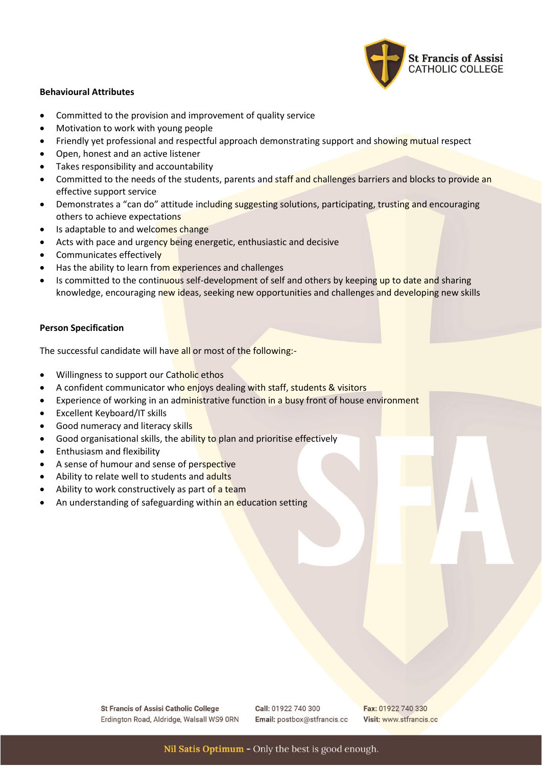**Behavioural Attributes**

- Committed to the provision and improvement of quality service
- Motivation to work with young people
- Friendly yet professional and respectful approach demonstrating support and showing mutual respect
- Open, honest and an active listener
- Takes responsibility and accountability
- Committed to the needs of the students, parents and staff and challenges barriers and blocks to provide an effective support service
- Demonstrates a “can do” attitude including suggesting solutions, participating, trusting and encouraging others to achieve expectations
- Is adaptable to and welcomes change
- Acts with pace and urgency being energetic, enthusiastic and decisive
- Communicates effectively
- Has the ability to learn from experiences and challenges
- Is committed to the continuous self-development of self and others by keeping up to date and sharing knowledge, encouraging new ideas, seeking new opportunities and challenges and developing new skills

**Person Specification**

The successful candidate will have all or most of the following:-

- Willingness to support our Catholic ethos
- A confident communicator who enjoys dealing with staff, students & visitors
- Experience of working in an administrative function in a busy front of house environment
- Excellent Keyboard/IT skills
- Good numeracy and literacy skills
- Good organisational skills, the ability to plan and prioritise effectively
- Enthusiasm and flexibility
- A sense of humour and sense of perspective
- Ability to relate well to students and adults
- Ability to work constructively as part of a team
- An understanding of safeguarding within an education setting